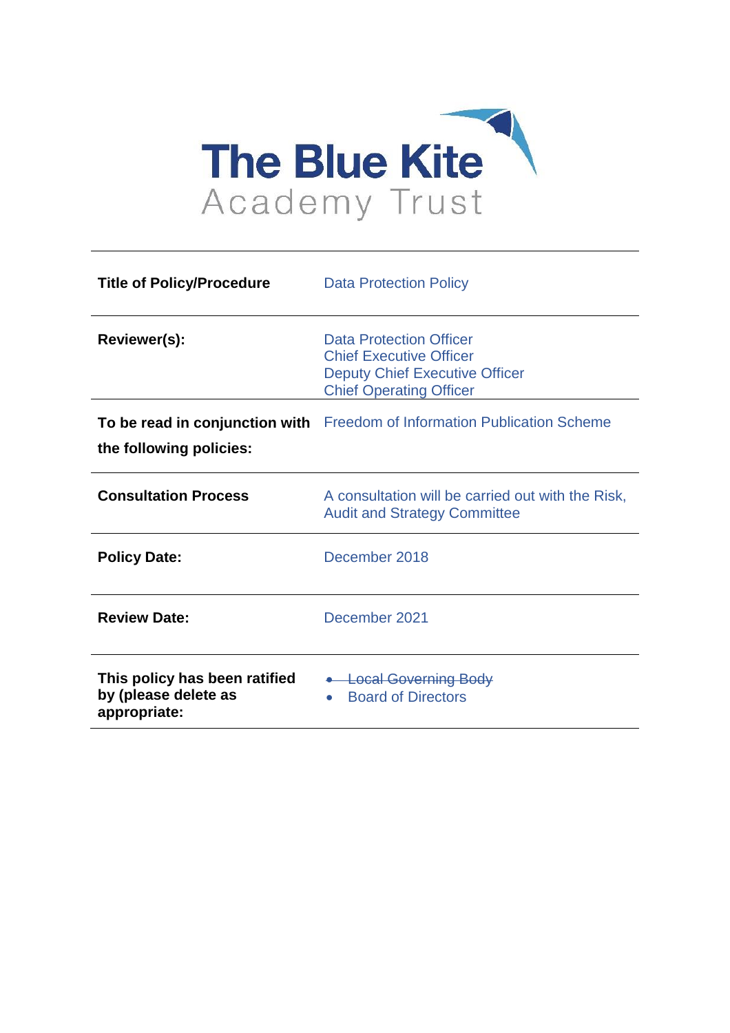# The Blue Kite Academy Trust

| | |
|---|---|
| **Title of Policy/Procedure** | Data Protection Policy |
| **Reviewer(s):** | Data Protection Officer<br>Chief Executive Officer<br>Deputy Chief Executive Officer<br>Chief Operating Officer |
| **To be read in conjunction with the following policies:** | Freedom of Information Publication Scheme |
| **Consultation Process** | A consultation will be carried out with the Risk, Audit and Strategy Committee |
| **Policy Date:** | December 2018 |
| **Review Date:** | December 2021 |
| **This policy has been ratified by (please delete as appropriate:** | • ~~Local Governing Body~~<br>• Board of Directors |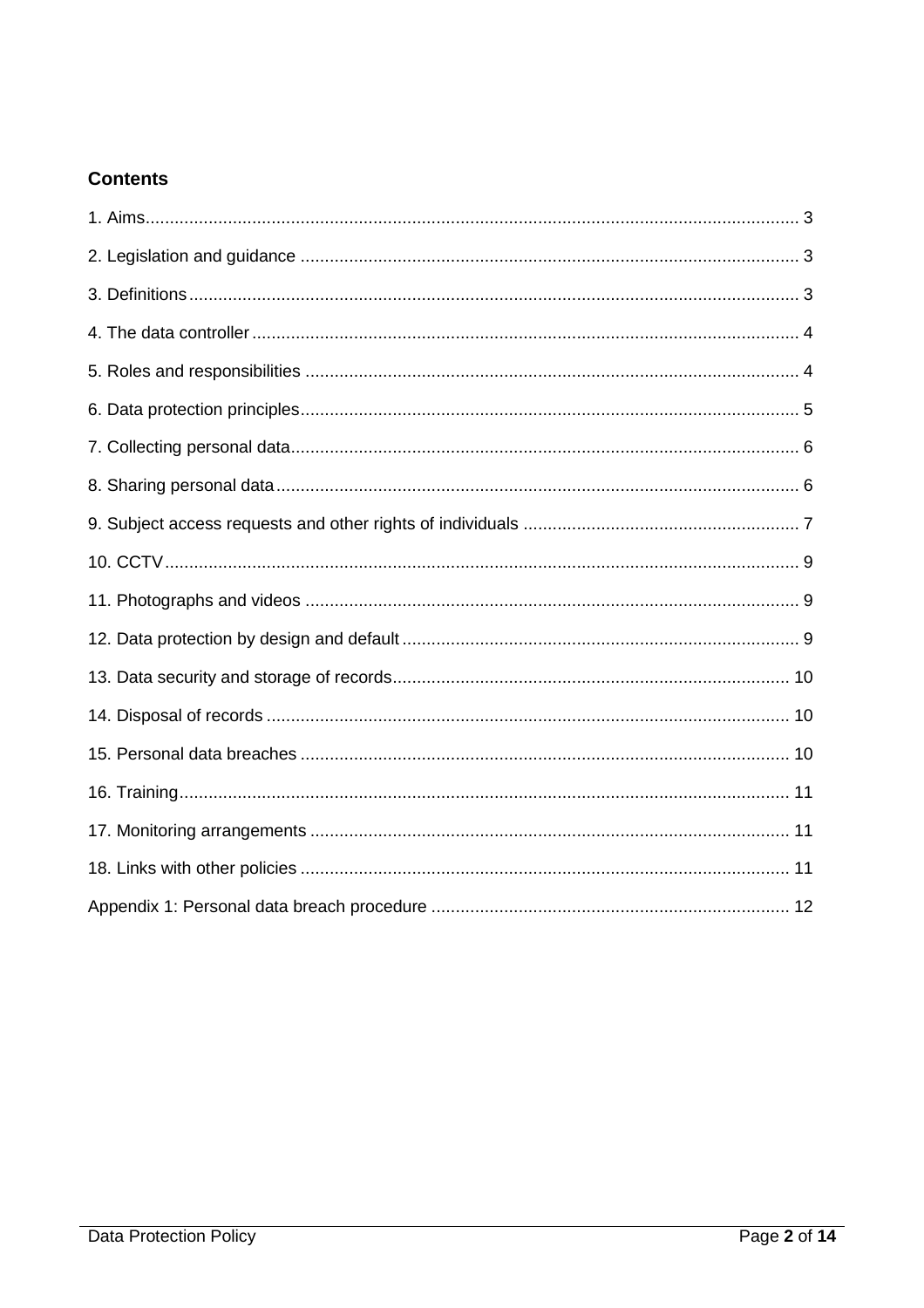## Contents

1. Aims ... 3
2. Legislation and guidance ... 3
3. Definitions ... 3
4. The data controller ... 4
5. Roles and responsibilities ... 4
6. Data protection principles ... 5
7. Collecting personal data ... 6
8. Sharing personal data ... 6
9. Subject access requests and other rights of individuals ... 7
10. CCTV ... 9
11. Photographs and videos ... 9
12. Data protection by design and default ... 9
13. Data security and storage of records ... 10
14. Disposal of records ... 10
15. Personal data breaches ... 10
16. Training ... 11
17. Monitoring arrangements ... 11
18. Links with other policies ... 11

Appendix 1: Personal data breach procedure ... 12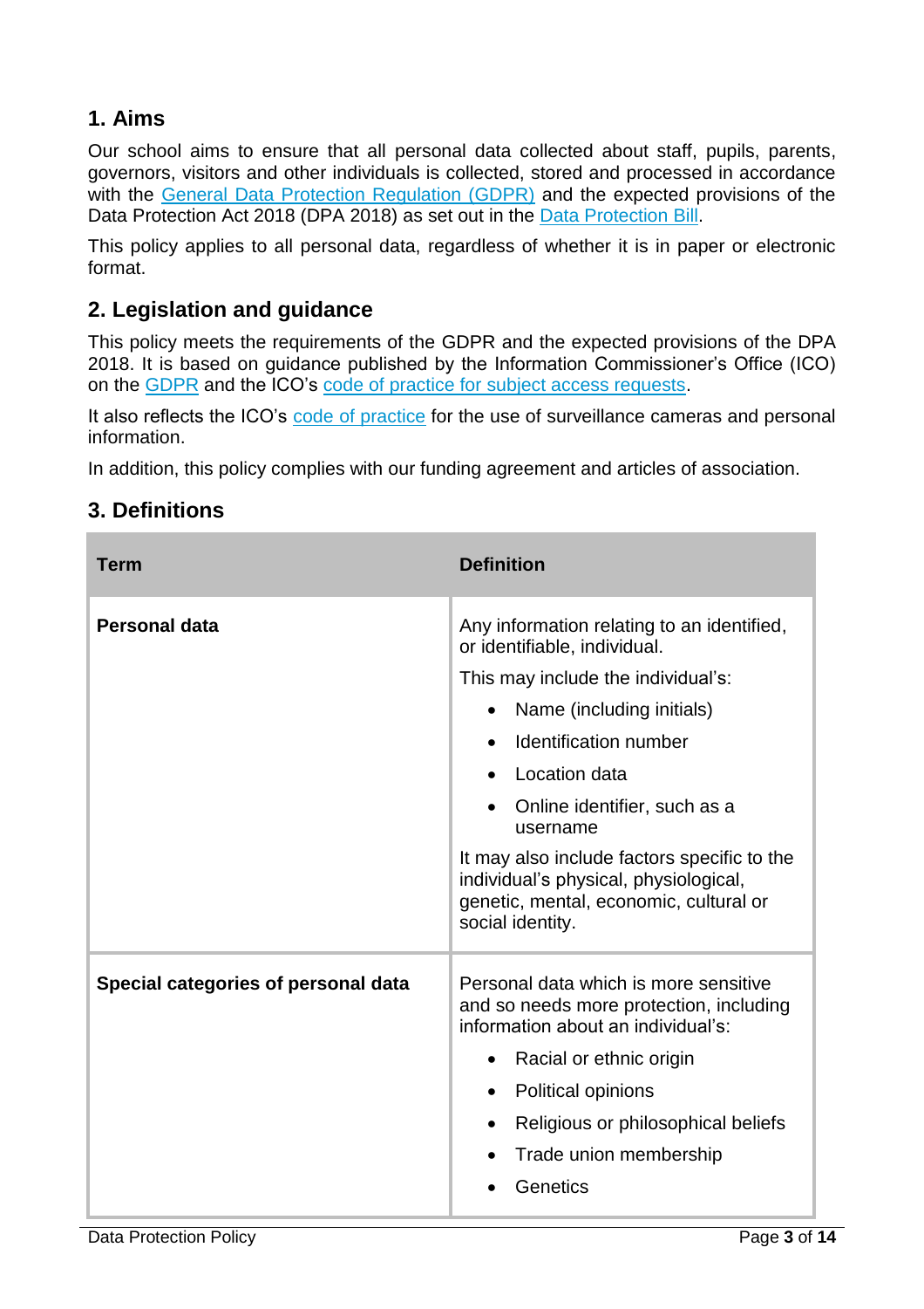## 1. Aims

Our school aims to ensure that all personal data collected about staff, pupils, parents, governors, visitors and other individuals is collected, stored and processed in accordance with the General Data Protection Regulation (GDPR) and the expected provisions of the Data Protection Act 2018 (DPA 2018) as set out in the Data Protection Bill.

This policy applies to all personal data, regardless of whether it is in paper or electronic format.

## 2. Legislation and guidance

This policy meets the requirements of the GDPR and the expected provisions of the DPA 2018. It is based on guidance published by the Information Commissioner's Office (ICO) on the GDPR and the ICO's code of practice for subject access requests.

It also reflects the ICO's code of practice for the use of surveillance cameras and personal information.

In addition, this policy complies with our funding agreement and articles of association.

## 3. Definitions

| Term | Definition |
|---|---|
| **Personal data** | Any information relating to an identified, or identifiable, individual.<br><br>This may include the individual's:<br>• Name (including initials)<br>• Identification number<br>• Location data<br>• Online identifier, such as a username<br><br>It may also include factors specific to the individual's physical, physiological, genetic, mental, economic, cultural or social identity. |
| **Special categories of personal data** | Personal data which is more sensitive and so needs more protection, including information about an individual's:<br>• Racial or ethnic origin<br>• Political opinions<br>• Religious or philosophical beliefs<br>• Trade union membership<br>• Genetics |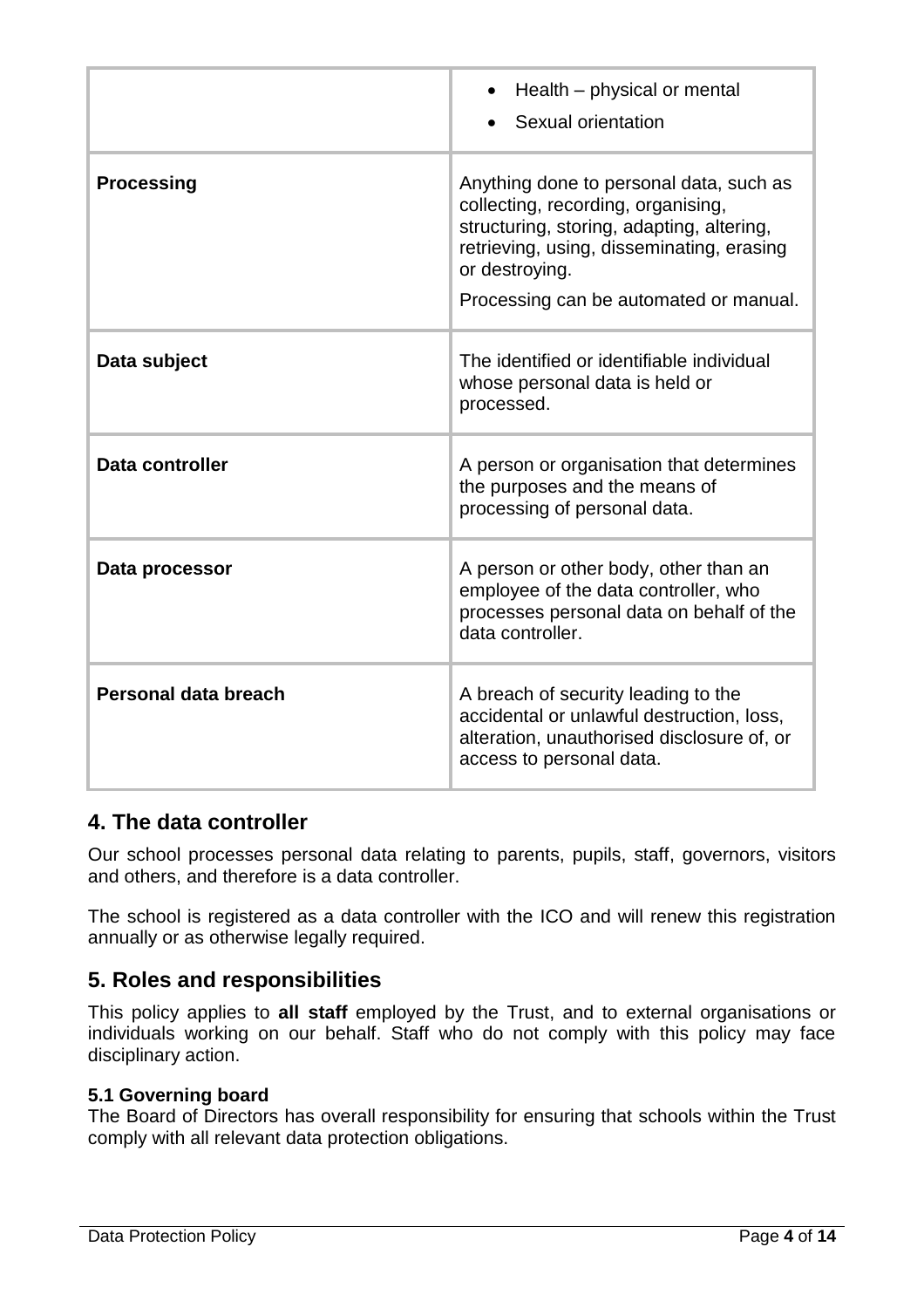| | |
|---|---|
| | • Health – physical or mental<br>• Sexual orientation |
| **Processing** | Anything done to personal data, such as collecting, recording, organising, structuring, storing, adapting, altering, retrieving, using, disseminating, erasing or destroying.<br>Processing can be automated or manual. |
| **Data subject** | The identified or identifiable individual whose personal data is held or processed. |
| **Data controller** | A person or organisation that determines the purposes and the means of processing of personal data. |
| **Data processor** | A person or other body, other than an employee of the data controller, who processes personal data on behalf of the data controller. |
| **Personal data breach** | A breach of security leading to the accidental or unlawful destruction, loss, alteration, unauthorised disclosure of, or access to personal data. |

## 4. The data controller

Our school processes personal data relating to parents, pupils, staff, governors, visitors and others, and therefore is a data controller.

The school is registered as a data controller with the ICO and will renew this registration annually or as otherwise legally required.

## 5. Roles and responsibilities

This policy applies to **all staff** employed by the Trust, and to external organisations or individuals working on our behalf. Staff who do not comply with this policy may face disciplinary action.

### 5.1 Governing board

The Board of Directors has overall responsibility for ensuring that schools within the Trust comply with all relevant data protection obligations.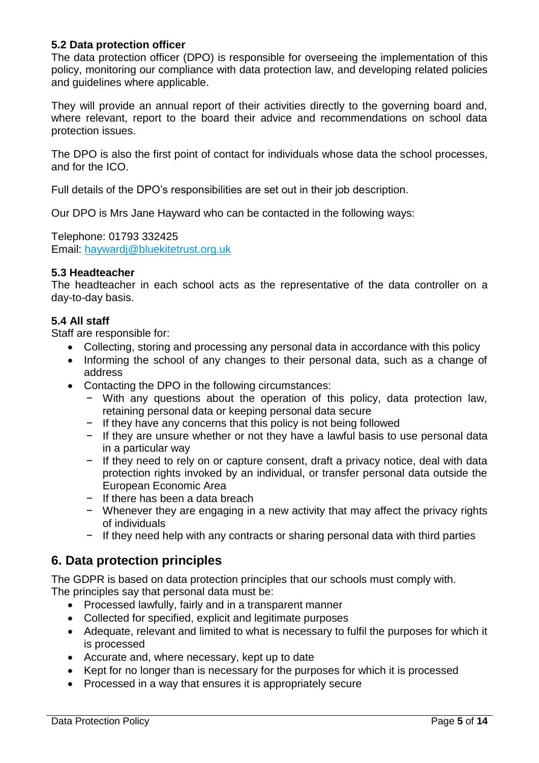### 5.2 Data protection officer

The data protection officer (DPO) is responsible for overseeing the implementation of this policy, monitoring our compliance with data protection law, and developing related policies and guidelines where applicable.

They will provide an annual report of their activities directly to the governing board and, where relevant, report to the board their advice and recommendations on school data protection issues.

The DPO is also the first point of contact for individuals whose data the school processes, and for the ICO.

Full details of the DPO's responsibilities are set out in their job description.

Our DPO is Mrs Jane Hayward who can be contacted in the following ways:

Telephone: 01793 332425
Email: haywardj@bluekitetrust.org.uk

### 5.3 Headteacher

The headteacher in each school acts as the representative of the data controller on a day-to-day basis.

### 5.4 All staff

Staff are responsible for:

- Collecting, storing and processing any personal data in accordance with this policy
- Informing the school of any changes to their personal data, such as a change of address
- Contacting the DPO in the following circumstances:
  - With any questions about the operation of this policy, data protection law, retaining personal data or keeping personal data secure
  - If they have any concerns that this policy is not being followed
  - If they are unsure whether or not they have a lawful basis to use personal data in a particular way
  - If they need to rely on or capture consent, draft a privacy notice, deal with data protection rights invoked by an individual, or transfer personal data outside the European Economic Area
  - If there has been a data breach
  - Whenever they are engaging in a new activity that may affect the privacy rights of individuals
  - If they need help with any contracts or sharing personal data with third parties

## 6. Data protection principles

The GDPR is based on data protection principles that our schools must comply with.
The principles say that personal data must be:

- Processed lawfully, fairly and in a transparent manner
- Collected for specified, explicit and legitimate purposes
- Adequate, relevant and limited to what is necessary to fulfil the purposes for which it is processed
- Accurate and, where necessary, kept up to date
- Kept for no longer than is necessary for the purposes for which it is processed
- Processed in a way that ensures it is appropriately secure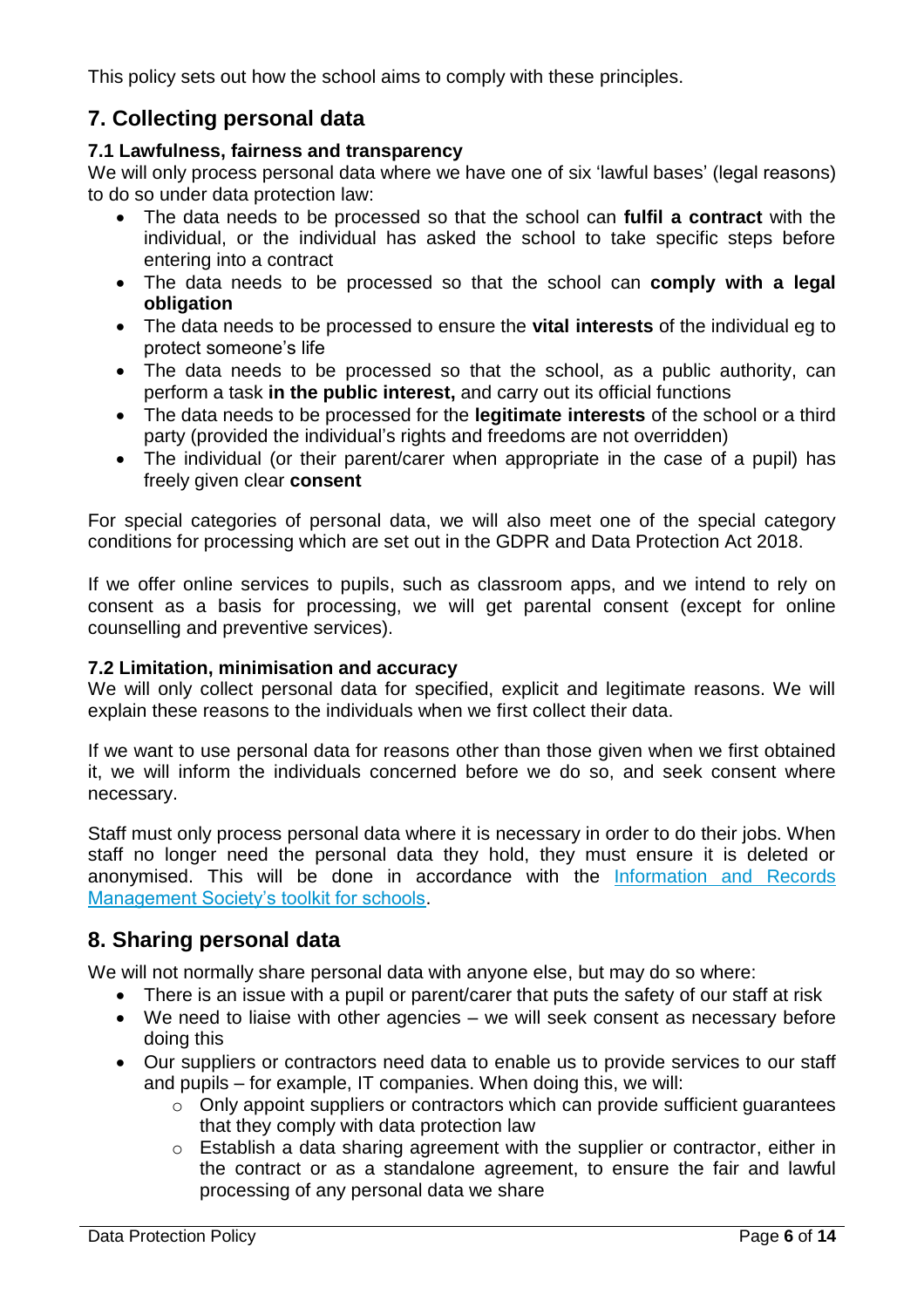This policy sets out how the school aims to comply with these principles.

## 7. Collecting personal data

### 7.1 Lawfulness, fairness and transparency

We will only process personal data where we have one of six 'lawful bases' (legal reasons) to do so under data protection law:

- The data needs to be processed so that the school can **fulfil a contract** with the individual, or the individual has asked the school to take specific steps before entering into a contract
- The data needs to be processed so that the school can **comply with a legal obligation**
- The data needs to be processed to ensure the **vital interests** of the individual eg to protect someone's life
- The data needs to be processed so that the school, as a public authority, can perform a task **in the public interest,** and carry out its official functions
- The data needs to be processed for the **legitimate interests** of the school or a third party (provided the individual's rights and freedoms are not overridden)
- The individual (or their parent/carer when appropriate in the case of a pupil) has freely given clear **consent**

For special categories of personal data, we will also meet one of the special category conditions for processing which are set out in the GDPR and Data Protection Act 2018.

If we offer online services to pupils, such as classroom apps, and we intend to rely on consent as a basis for processing, we will get parental consent (except for online counselling and preventive services).

### 7.2 Limitation, minimisation and accuracy

We will only collect personal data for specified, explicit and legitimate reasons. We will explain these reasons to the individuals when we first collect their data.

If we want to use personal data for reasons other than those given when we first obtained it, we will inform the individuals concerned before we do so, and seek consent where necessary.

Staff must only process personal data where it is necessary in order to do their jobs. When staff no longer need the personal data they hold, they must ensure it is deleted or anonymised. This will be done in accordance with the Information and Records Management Society's toolkit for schools.

## 8. Sharing personal data

We will not normally share personal data with anyone else, but may do so where:

- There is an issue with a pupil or parent/carer that puts the safety of our staff at risk
- We need to liaise with other agencies – we will seek consent as necessary before doing this
- Our suppliers or contractors need data to enable us to provide services to our staff and pupils – for example, IT companies. When doing this, we will:
  - Only appoint suppliers or contractors which can provide sufficient guarantees that they comply with data protection law
  - Establish a data sharing agreement with the supplier or contractor, either in the contract or as a standalone agreement, to ensure the fair and lawful processing of any personal data we share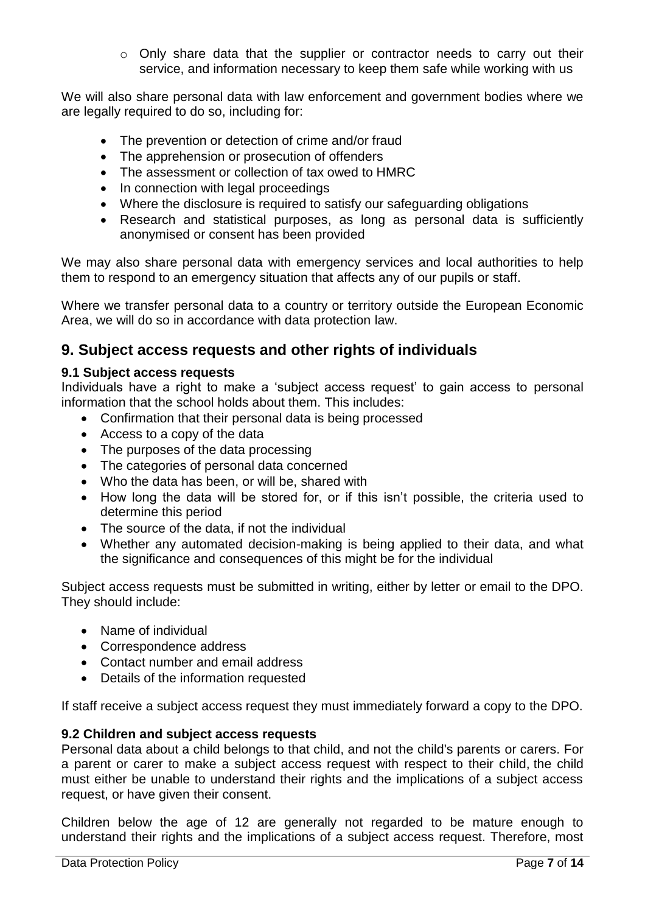- Only share data that the supplier or contractor needs to carry out their service, and information necessary to keep them safe while working with us

We will also share personal data with law enforcement and government bodies where we are legally required to do so, including for:

- The prevention or detection of crime and/or fraud
- The apprehension or prosecution of offenders
- The assessment or collection of tax owed to HMRC
- In connection with legal proceedings
- Where the disclosure is required to satisfy our safeguarding obligations
- Research and statistical purposes, as long as personal data is sufficiently anonymised or consent has been provided

We may also share personal data with emergency services and local authorities to help them to respond to an emergency situation that affects any of our pupils or staff.

Where we transfer personal data to a country or territory outside the European Economic Area, we will do so in accordance with data protection law.

## 9. Subject access requests and other rights of individuals

### 9.1 Subject access requests

Individuals have a right to make a 'subject access request' to gain access to personal information that the school holds about them. This includes:

- Confirmation that their personal data is being processed
- Access to a copy of the data
- The purposes of the data processing
- The categories of personal data concerned
- Who the data has been, or will be, shared with
- How long the data will be stored for, or if this isn't possible, the criteria used to determine this period
- The source of the data, if not the individual
- Whether any automated decision-making is being applied to their data, and what the significance and consequences of this might be for the individual

Subject access requests must be submitted in writing, either by letter or email to the DPO. They should include:

- Name of individual
- Correspondence address
- Contact number and email address
- Details of the information requested

If staff receive a subject access request they must immediately forward a copy to the DPO.

### 9.2 Children and subject access requests

Personal data about a child belongs to that child, and not the child's parents or carers. For a parent or carer to make a subject access request with respect to their child, the child must either be unable to understand their rights and the implications of a subject access request, or have given their consent.

Children below the age of 12 are generally not regarded to be mature enough to understand their rights and the implications of a subject access request. Therefore, most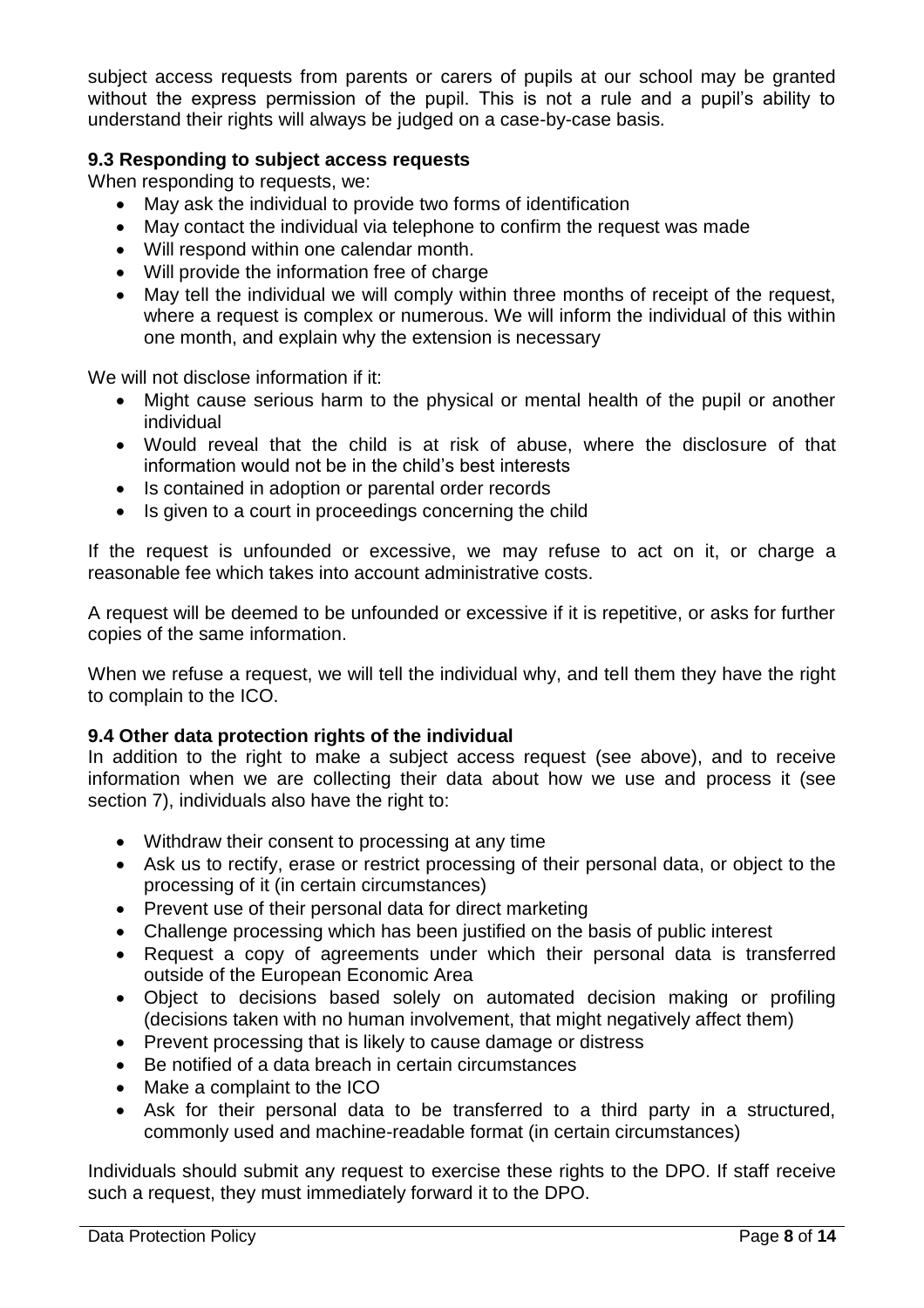subject access requests from parents or carers of pupils at our school may be granted without the express permission of the pupil. This is not a rule and a pupil's ability to understand their rights will always be judged on a case-by-case basis.

### 9.3 Responding to subject access requests

When responding to requests, we:

- May ask the individual to provide two forms of identification
- May contact the individual via telephone to confirm the request was made
- Will respond within one calendar month.
- Will provide the information free of charge
- May tell the individual we will comply within three months of receipt of the request, where a request is complex or numerous. We will inform the individual of this within one month, and explain why the extension is necessary

We will not disclose information if it:

- Might cause serious harm to the physical or mental health of the pupil or another individual
- Would reveal that the child is at risk of abuse, where the disclosure of that information would not be in the child's best interests
- Is contained in adoption or parental order records
- Is given to a court in proceedings concerning the child

If the request is unfounded or excessive, we may refuse to act on it, or charge a reasonable fee which takes into account administrative costs.

A request will be deemed to be unfounded or excessive if it is repetitive, or asks for further copies of the same information.

When we refuse a request, we will tell the individual why, and tell them they have the right to complain to the ICO.

### 9.4 Other data protection rights of the individual

In addition to the right to make a subject access request (see above), and to receive information when we are collecting their data about how we use and process it (see section 7), individuals also have the right to:

- Withdraw their consent to processing at any time
- Ask us to rectify, erase or restrict processing of their personal data, or object to the processing of it (in certain circumstances)
- Prevent use of their personal data for direct marketing
- Challenge processing which has been justified on the basis of public interest
- Request a copy of agreements under which their personal data is transferred outside of the European Economic Area
- Object to decisions based solely on automated decision making or profiling (decisions taken with no human involvement, that might negatively affect them)
- Prevent processing that is likely to cause damage or distress
- Be notified of a data breach in certain circumstances
- Make a complaint to the ICO
- Ask for their personal data to be transferred to a third party in a structured, commonly used and machine-readable format (in certain circumstances)

Individuals should submit any request to exercise these rights to the DPO. If staff receive such a request, they must immediately forward it to the DPO.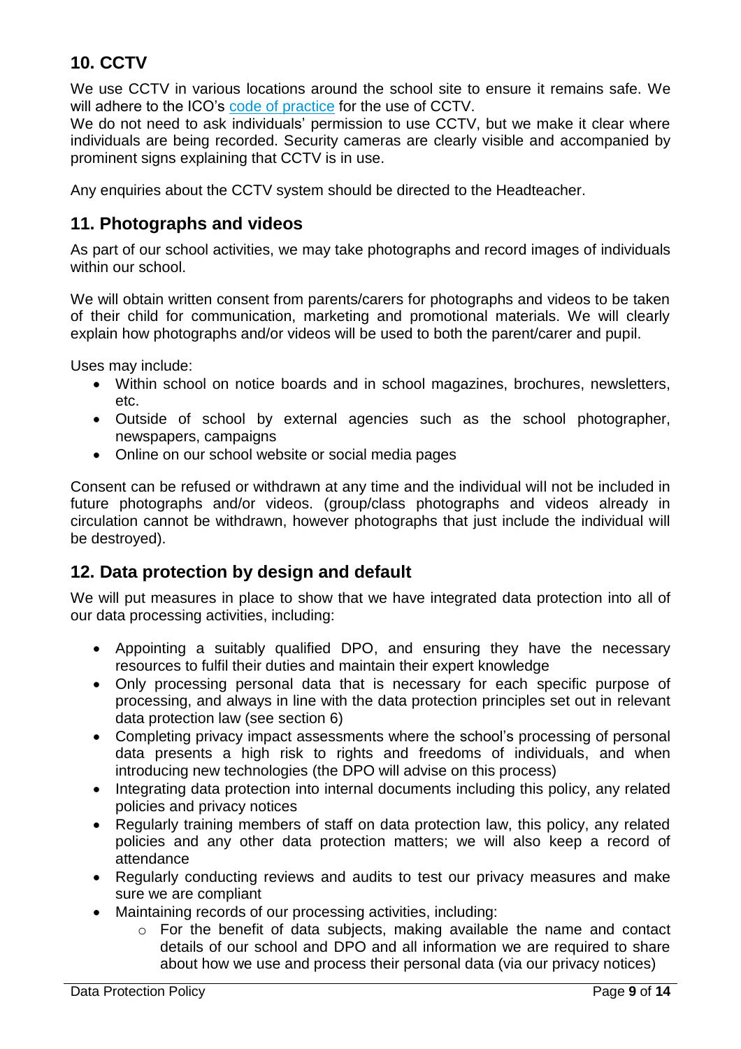## 10. CCTV

We use CCTV in various locations around the school site to ensure it remains safe. We will adhere to the ICO's [code of practice] for the use of CCTV.
We do not need to ask individuals' permission to use CCTV, but we make it clear where individuals are being recorded. Security cameras are clearly visible and accompanied by prominent signs explaining that CCTV is in use.

Any enquiries about the CCTV system should be directed to the Headteacher.

## 11. Photographs and videos

As part of our school activities, we may take photographs and record images of individuals within our school.

We will obtain written consent from parents/carers for photographs and videos to be taken of their child for communication, marketing and promotional materials. We will clearly explain how photographs and/or videos will be used to both the parent/carer and pupil.

Uses may include:

- Within school on notice boards and in school magazines, brochures, newsletters, etc.
- Outside of school by external agencies such as the school photographer, newspapers, campaigns
- Online on our school website or social media pages

Consent can be refused or withdrawn at any time and the individual will not be included in future photographs and/or videos. (group/class photographs and videos already in circulation cannot be withdrawn, however photographs that just include the individual will be destroyed).

## 12. Data protection by design and default

We will put measures in place to show that we have integrated data protection into all of our data processing activities, including:

- Appointing a suitably qualified DPO, and ensuring they have the necessary resources to fulfil their duties and maintain their expert knowledge
- Only processing personal data that is necessary for each specific purpose of processing, and always in line with the data protection principles set out in relevant data protection law (see section 6)
- Completing privacy impact assessments where the school's processing of personal data presents a high risk to rights and freedoms of individuals, and when introducing new technologies (the DPO will advise on this process)
- Integrating data protection into internal documents including this policy, any related policies and privacy notices
- Regularly training members of staff on data protection law, this policy, any related policies and any other data protection matters; we will also keep a record of attendance
- Regularly conducting reviews and audits to test our privacy measures and make sure we are compliant
- Maintaining records of our processing activities, including:
  - For the benefit of data subjects, making available the name and contact details of our school and DPO and all information we are required to share about how we use and process their personal data (via our privacy notices)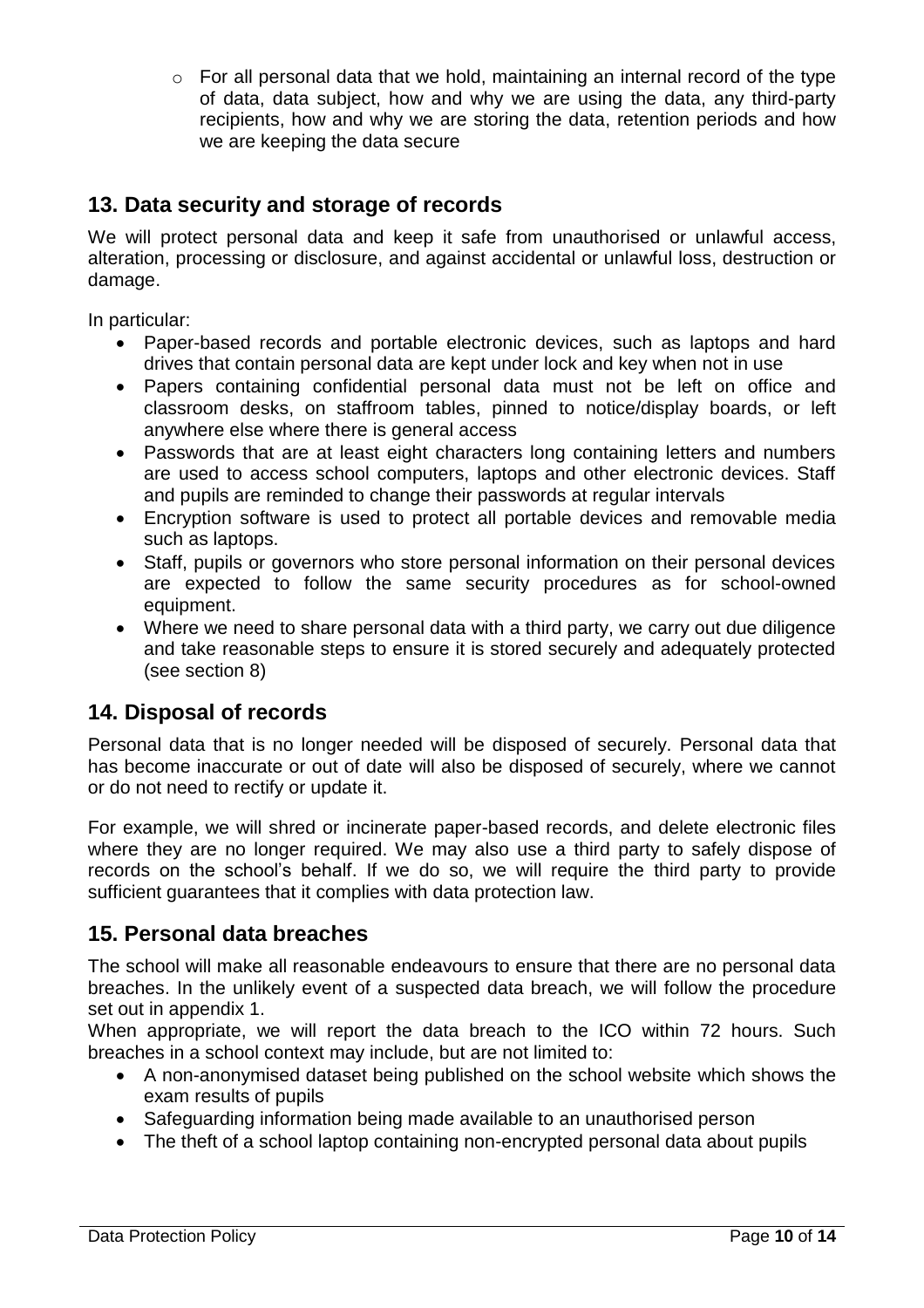- For all personal data that we hold, maintaining an internal record of the type of data, data subject, how and why we are using the data, any third-party recipients, how and why we are storing the data, retention periods and how we are keeping the data secure

## 13. Data security and storage of records

We will protect personal data and keep it safe from unauthorised or unlawful access, alteration, processing or disclosure, and against accidental or unlawful loss, destruction or damage.

In particular:

- Paper-based records and portable electronic devices, such as laptops and hard drives that contain personal data are kept under lock and key when not in use
- Papers containing confidential personal data must not be left on office and classroom desks, on staffroom tables, pinned to notice/display boards, or left anywhere else where there is general access
- Passwords that are at least eight characters long containing letters and numbers are used to access school computers, laptops and other electronic devices. Staff and pupils are reminded to change their passwords at regular intervals
- Encryption software is used to protect all portable devices and removable media such as laptops.
- Staff, pupils or governors who store personal information on their personal devices are expected to follow the same security procedures as for school-owned equipment.
- Where we need to share personal data with a third party, we carry out due diligence and take reasonable steps to ensure it is stored securely and adequately protected (see section 8)

## 14. Disposal of records

Personal data that is no longer needed will be disposed of securely. Personal data that has become inaccurate or out of date will also be disposed of securely, where we cannot or do not need to rectify or update it.

For example, we will shred or incinerate paper-based records, and delete electronic files where they are no longer required. We may also use a third party to safely dispose of records on the school's behalf. If we do so, we will require the third party to provide sufficient guarantees that it complies with data protection law.

## 15. Personal data breaches

The school will make all reasonable endeavours to ensure that there are no personal data breaches. In the unlikely event of a suspected data breach, we will follow the procedure set out in appendix 1.

When appropriate, we will report the data breach to the ICO within 72 hours. Such breaches in a school context may include, but are not limited to:

- A non-anonymised dataset being published on the school website which shows the exam results of pupils
- Safeguarding information being made available to an unauthorised person
- The theft of a school laptop containing non-encrypted personal data about pupils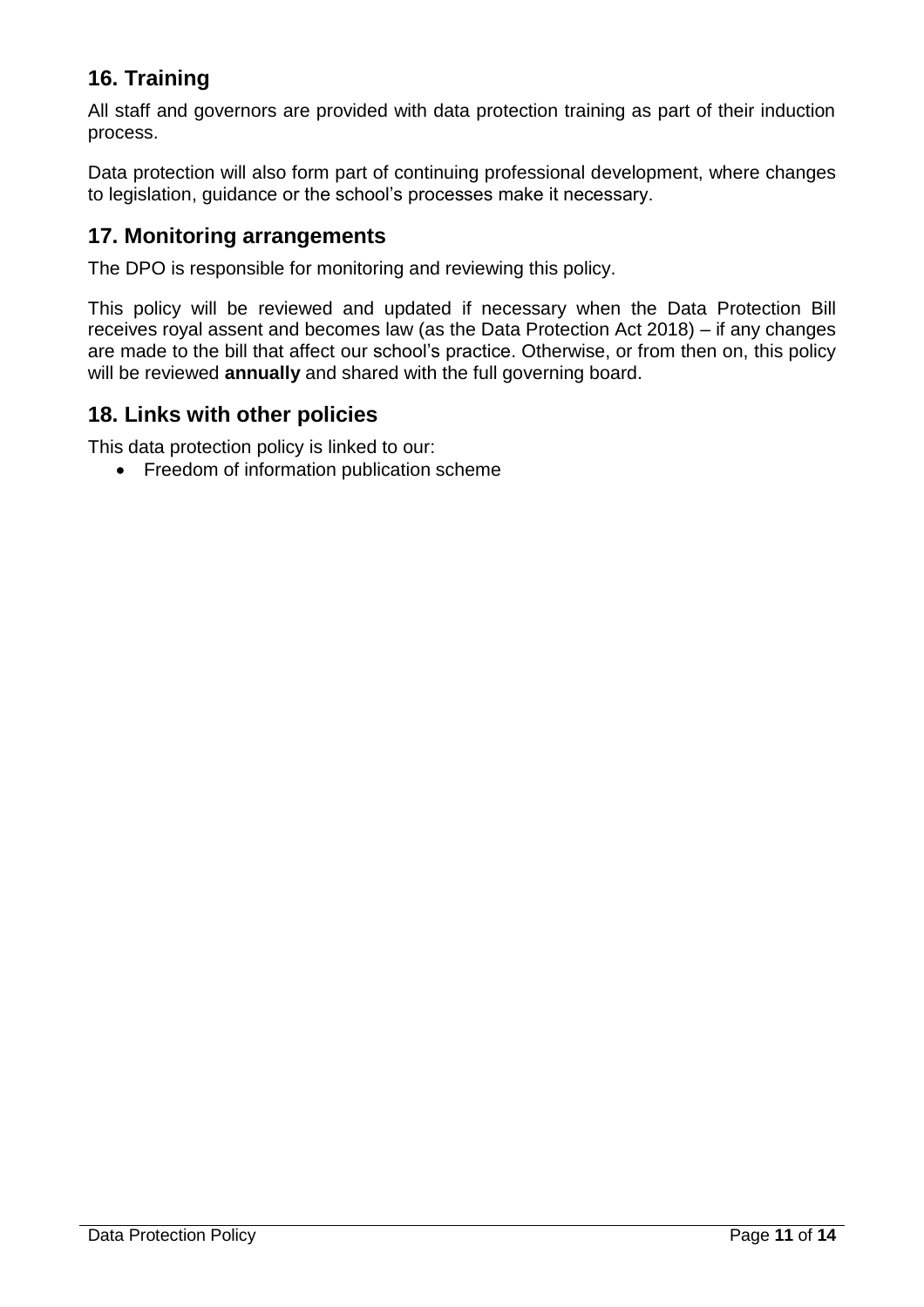## 16. Training

All staff and governors are provided with data protection training as part of their induction process.

Data protection will also form part of continuing professional development, where changes to legislation, guidance or the school's processes make it necessary.

## 17. Monitoring arrangements

The DPO is responsible for monitoring and reviewing this policy.

This policy will be reviewed and updated if necessary when the Data Protection Bill receives royal assent and becomes law (as the Data Protection Act 2018) – if any changes are made to the bill that affect our school's practice. Otherwise, or from then on, this policy will be reviewed **annually** and shared with the full governing board.

## 18. Links with other policies

This data protection policy is linked to our:

- Freedom of information publication scheme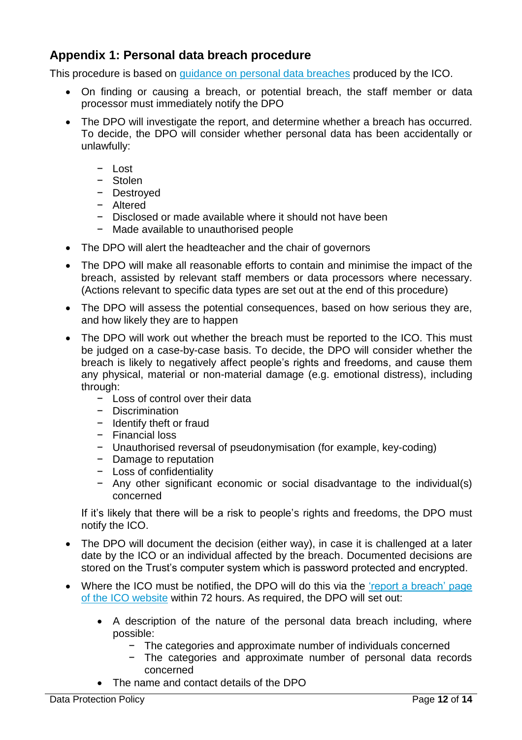## Appendix 1: Personal data breach procedure

This procedure is based on [guidance on personal data breaches] produced by the ICO.

- On finding or causing a breach, or potential breach, the staff member or data processor must immediately notify the DPO
- The DPO will investigate the report, and determine whether a breach has occurred. To decide, the DPO will consider whether personal data has been accidentally or unlawfully:
  - Lost
  - Stolen
  - Destroyed
  - Altered
  - Disclosed or made available where it should not have been
  - Made available to unauthorised people
- The DPO will alert the headteacher and the chair of governors
- The DPO will make all reasonable efforts to contain and minimise the impact of the breach, assisted by relevant staff members or data processors where necessary. (Actions relevant to specific data types are set out at the end of this procedure)
- The DPO will assess the potential consequences, based on how serious they are, and how likely they are to happen
- The DPO will work out whether the breach must be reported to the ICO. This must be judged on a case-by-case basis. To decide, the DPO will consider whether the breach is likely to negatively affect people's rights and freedoms, and cause them any physical, material or non-material damage (e.g. emotional distress), including through:
  - Loss of control over their data
  - Discrimination
  - Identify theft or fraud
  - Financial loss
  - Unauthorised reversal of pseudonymisation (for example, key-coding)
  - Damage to reputation
  - Loss of confidentiality
  - Any other significant economic or social disadvantage to the individual(s) concerned

  If it's likely that there will be a risk to people's rights and freedoms, the DPO must notify the ICO.
- The DPO will document the decision (either way), in case it is challenged at a later date by the ICO or an individual affected by the breach. Documented decisions are stored on the Trust's computer system which is password protected and encrypted.
- Where the ICO must be notified, the DPO will do this via the ['report a breach' page of the ICO website] within 72 hours. As required, the DPO will set out:
  - A description of the nature of the personal data breach including, where possible:
    - The categories and approximate number of individuals concerned
    - The categories and approximate number of personal data records concerned
  - The name and contact details of the DPO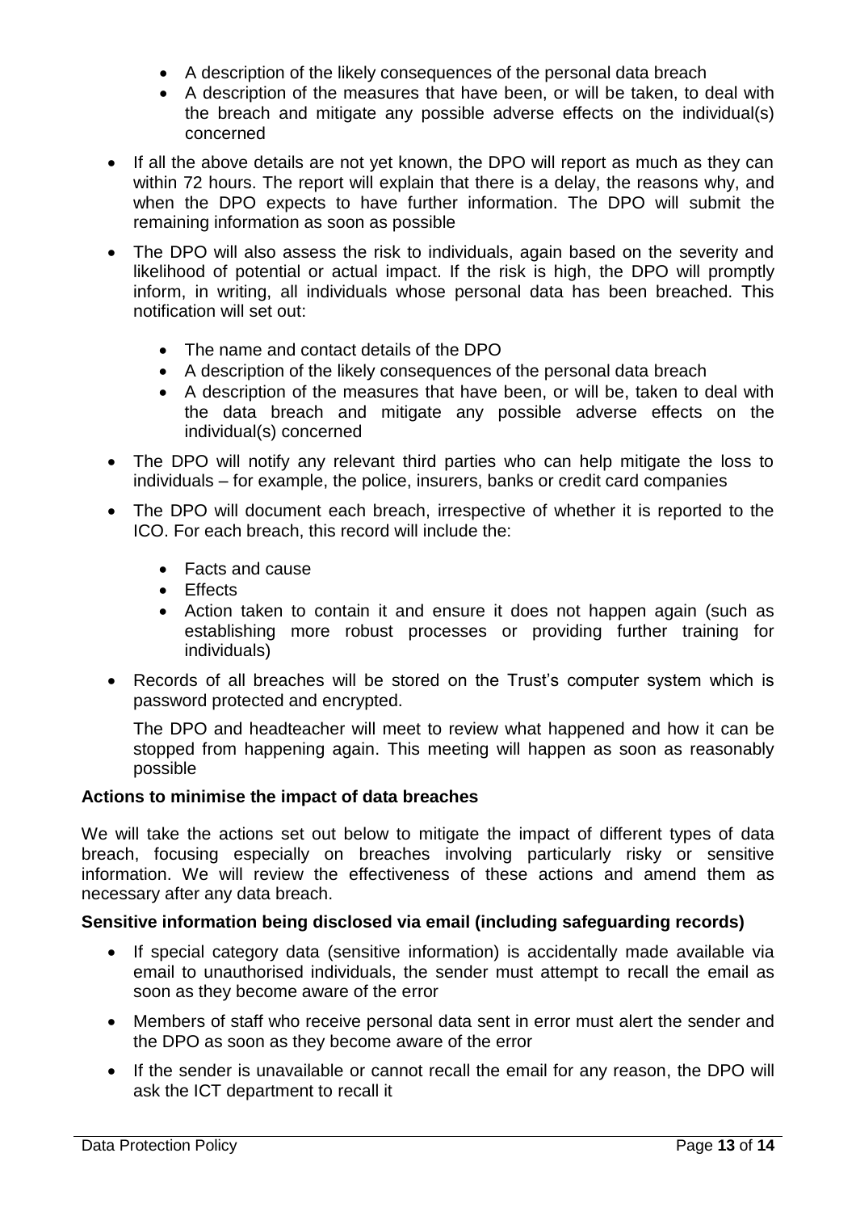- A description of the likely consequences of the personal data breach
   - A description of the measures that have been, or will be taken, to deal with the breach and mitigate any possible adverse effects on the individual(s) concerned

- If all the above details are not yet known, the DPO will report as much as they can within 72 hours. The report will explain that there is a delay, the reasons why, and when the DPO expects to have further information. The DPO will submit the remaining information as soon as possible

- The DPO will also assess the risk to individuals, again based on the severity and likelihood of potential or actual impact. If the risk is high, the DPO will promptly inform, in writing, all individuals whose personal data has been breached. This notification will set out:

   - The name and contact details of the DPO
   - A description of the likely consequences of the personal data breach
   - A description of the measures that have been, or will be, taken to deal with the data breach and mitigate any possible adverse effects on the individual(s) concerned

- The DPO will notify any relevant third parties who can help mitigate the loss to individuals – for example, the police, insurers, banks or credit card companies

- The DPO will document each breach, irrespective of whether it is reported to the ICO. For each breach, this record will include the:

   - Facts and cause
   - Effects
   - Action taken to contain it and ensure it does not happen again (such as establishing more robust processes or providing further training for individuals)

- Records of all breaches will be stored on the Trust's computer system which is password protected and encrypted.

  The DPO and headteacher will meet to review what happened and how it can be stopped from happening again. This meeting will happen as soon as reasonably possible

**Actions to minimise the impact of data breaches**

We will take the actions set out below to mitigate the impact of different types of data breach, focusing especially on breaches involving particularly risky or sensitive information. We will review the effectiveness of these actions and amend them as necessary after any data breach.

**Sensitive information being disclosed via email (including safeguarding records)**

- If special category data (sensitive information) is accidentally made available via email to unauthorised individuals, the sender must attempt to recall the email as soon as they become aware of the error

- Members of staff who receive personal data sent in error must alert the sender and the DPO as soon as they become aware of the error

- If the sender is unavailable or cannot recall the email for any reason, the DPO will ask the ICT department to recall it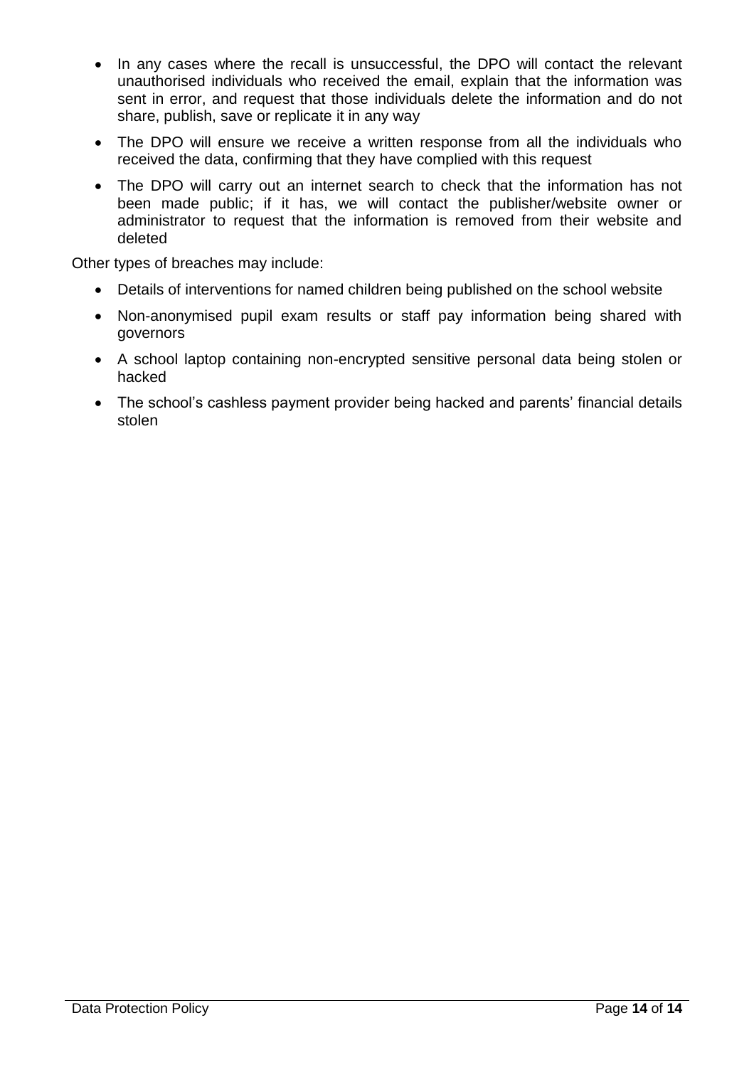- In any cases where the recall is unsuccessful, the DPO will contact the relevant unauthorised individuals who received the email, explain that the information was sent in error, and request that those individuals delete the information and do not share, publish, save or replicate it in any way
- The DPO will ensure we receive a written response from all the individuals who received the data, confirming that they have complied with this request
- The DPO will carry out an internet search to check that the information has not been made public; if it has, we will contact the publisher/website owner or administrator to request that the information is removed from their website and deleted

Other types of breaches may include:

- Details of interventions for named children being published on the school website
- Non-anonymised pupil exam results or staff pay information being shared with governors
- A school laptop containing non-encrypted sensitive personal data being stolen or hacked
- The school's cashless payment provider being hacked and parents' financial details stolen